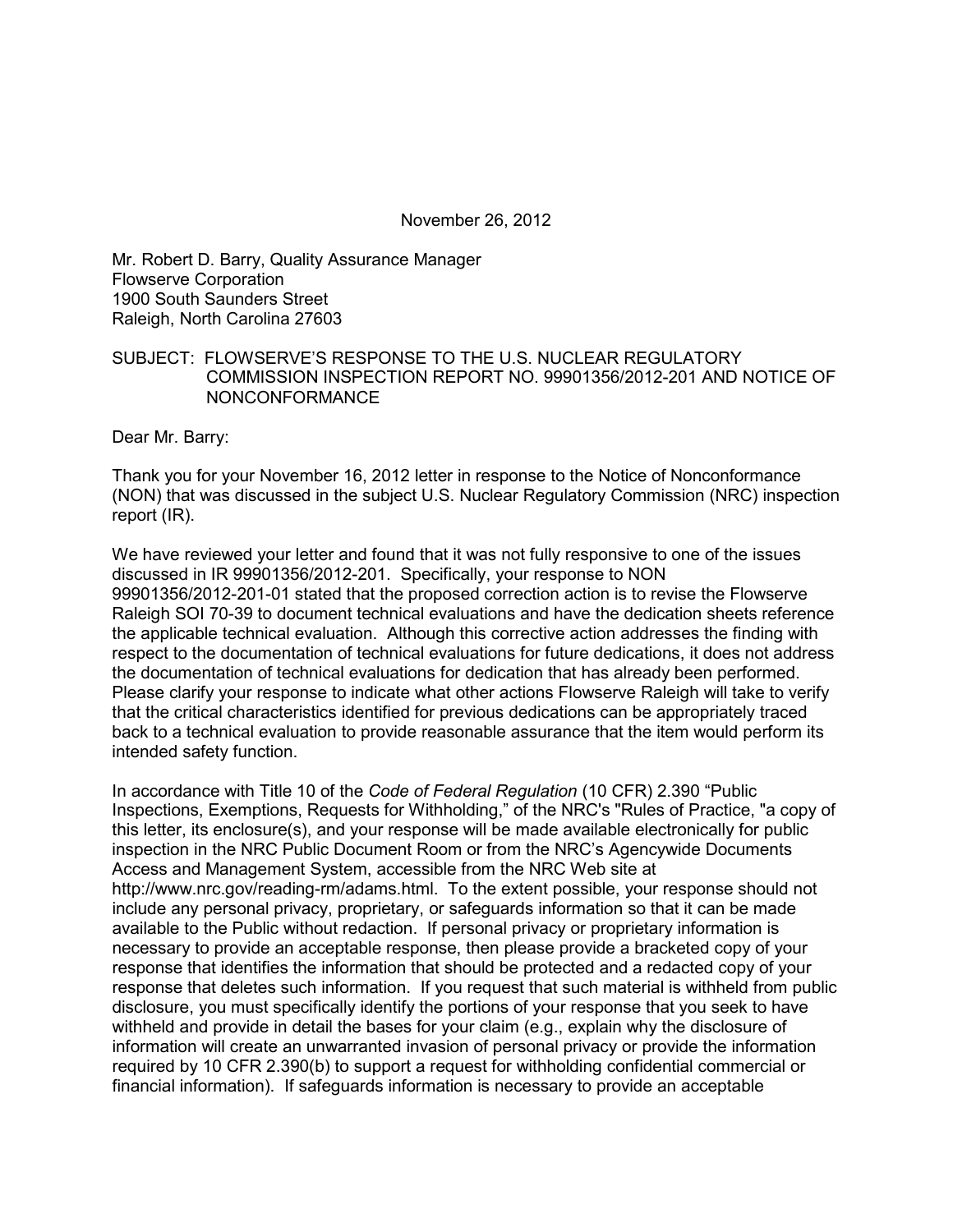November 26, 2012

Mr. Robert D. Barry, Quality Assurance Manager
Flowserve Corporation
1900 South Saunders Street
Raleigh, North Carolina 27603

SUBJECT: FLOWSERVE'S RESPONSE TO THE U.S. NUCLEAR REGULATORY COMMISSION INSPECTION REPORT NO. 99901356/2012-201 AND NOTICE OF NONCONFORMANCE

Dear Mr. Barry:

Thank you for your November 16, 2012 letter in response to the Notice of Nonconformance (NON) that was discussed in the subject U.S. Nuclear Regulatory Commission (NRC) inspection report (IR).

We have reviewed your letter and found that it was not fully responsive to one of the issues discussed in IR 99901356/2012-201. Specifically, your response to NON 99901356/2012-201-01 stated that the proposed correction action is to revise the Flowserve Raleigh SOI 70-39 to document technical evaluations and have the dedication sheets reference the applicable technical evaluation. Although this corrective action addresses the finding with respect to the documentation of technical evaluations for future dedications, it does not address the documentation of technical evaluations for dedication that has already been performed. Please clarify your response to indicate what other actions Flowserve Raleigh will take to verify that the critical characteristics identified for previous dedications can be appropriately traced back to a technical evaluation to provide reasonable assurance that the item would perform its intended safety function.

In accordance with Title 10 of the *Code of Federal Regulation* (10 CFR) 2.390 "Public Inspections, Exemptions, Requests for Withholding," of the NRC's "Rules of Practice, "a copy of this letter, its enclosure(s), and your response will be made available electronically for public inspection in the NRC Public Document Room or from the NRC's Agencywide Documents Access and Management System, accessible from the NRC Web site at http://www.nrc.gov/reading-rm/adams.html. To the extent possible, your response should not include any personal privacy, proprietary, or safeguards information so that it can be made available to the Public without redaction. If personal privacy or proprietary information is necessary to provide an acceptable response, then please provide a bracketed copy of your response that identifies the information that should be protected and a redacted copy of your response that deletes such information. If you request that such material is withheld from public disclosure, you must specifically identify the portions of your response that you seek to have withheld and provide in detail the bases for your claim (e.g., explain why the disclosure of information will create an unwarranted invasion of personal privacy or provide the information required by 10 CFR 2.390(b) to support a request for withholding confidential commercial or financial information). If safeguards information is necessary to provide an acceptable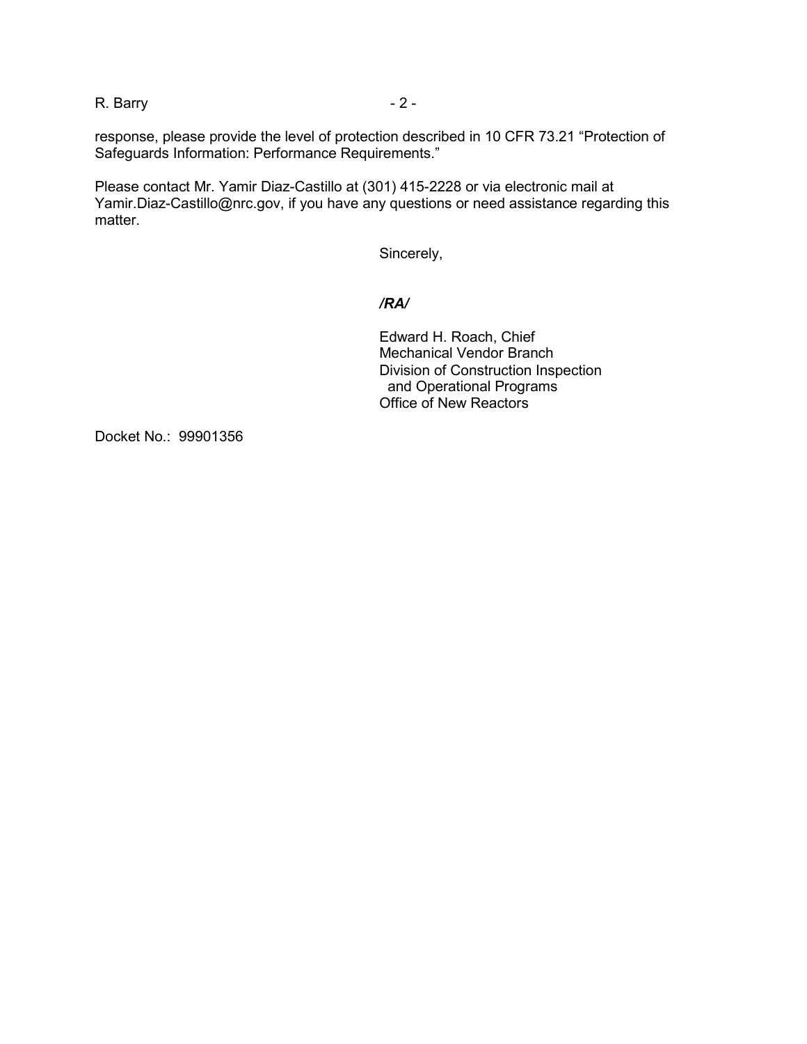response, please provide the level of protection described in 10 CFR 73.21 "Protection of Safeguards Information: Performance Requirements."

Please contact Mr. Yamir Diaz-Castillo at (301) 415-2228 or via electronic mail at Yamir.Diaz-Castillo@nrc.gov, if you have any questions or need assistance regarding this matter.

Sincerely,

***/RA/***

Edward H. Roach, Chief
Mechanical Vendor Branch
Division of Construction Inspection
and Operational Programs
Office of New Reactors

Docket No.: 99901356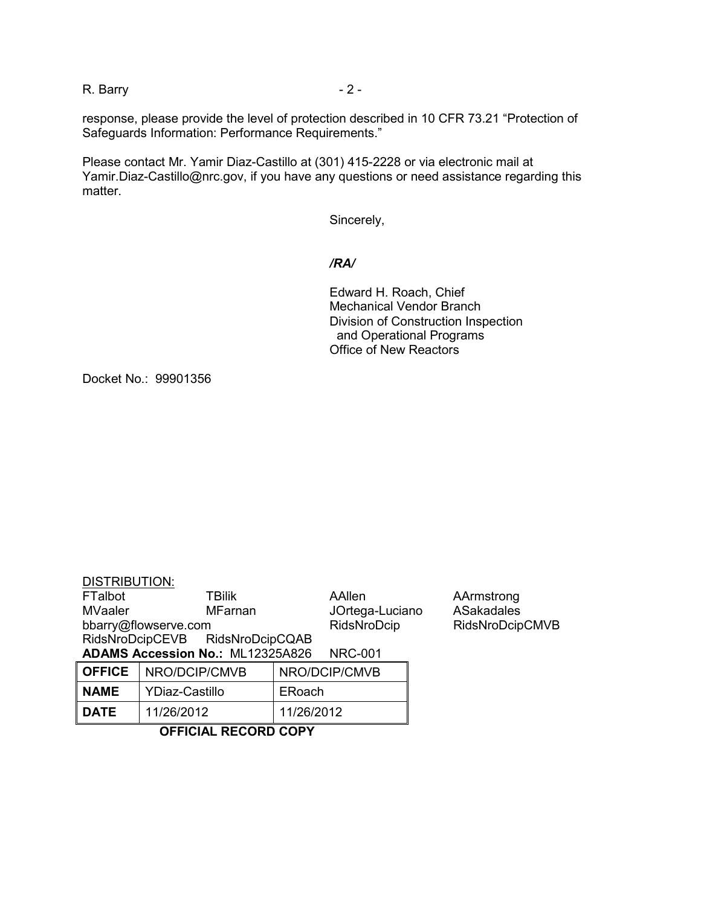response, please provide the level of protection described in 10 CFR 73.21 "Protection of Safeguards Information: Performance Requirements."

Please contact Mr. Yamir Diaz-Castillo at (301) 415-2228 or via electronic mail at Yamir.Diaz-Castillo@nrc.gov, if you have any questions or need assistance regarding this matter.

Sincerely,

*/RA/*

Edward H. Roach, Chief
Mechanical Vendor Branch
Division of Construction Inspection
and Operational Programs
Office of New Reactors

Docket No.: 99901356

DISTRIBUTION:

| | | | |
|---|---|---|---|
| FTalbot | TBilik | AAllen | AArmstrong |
| MVaaler | MFarnan | JOrtega-Luciano | ASakadales |
| bbarry@flowserve.com | | RidsNroDcip | RidsNroDcipCMVB |
| RidsNroDcipCEVB | RidsNroDcipCQAB | | |

**ADAMS Accession No.:** ML12325A826 NRC-001

| **OFFICE** | NRO/DCIP/CMVB | NRO/DCIP/CMVB |
|---|---|---|
| **NAME** | YDiaz-Castillo | ERoach |
| **DATE** | 11/26/2012 | 11/26/2012 |

**OFFICIAL RECORD COPY**